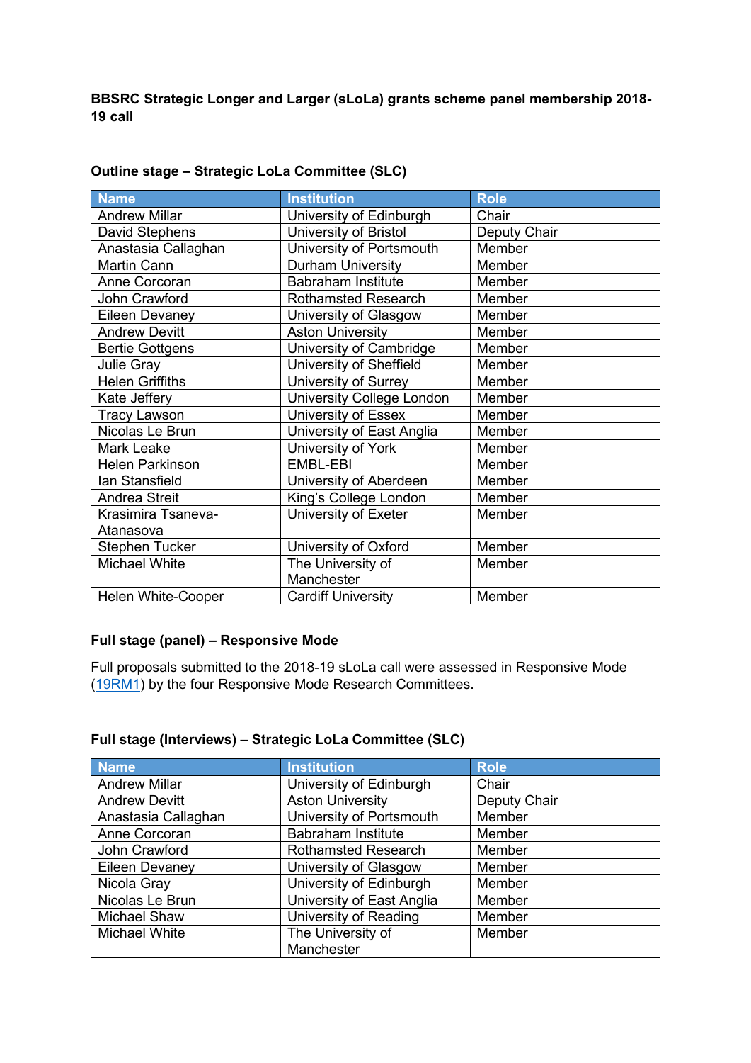**BBSRC Strategic Longer and Larger (sLoLa) grants scheme panel membership 2018-19 call**

**Outline stage – Strategic LoLa Committee (SLC)**

| Name | Institution | Role |
|---|---|---|
| Andrew Millar | University of Edinburgh | Chair |
| David Stephens | University of Bristol | Deputy Chair |
| Anastasia Callaghan | University of Portsmouth | Member |
| Martin Cann | Durham University | Member |
| Anne Corcoran | Babraham Institute | Member |
| John Crawford | Rothamsted Research | Member |
| Eileen Devaney | University of Glasgow | Member |
| Andrew Devitt | Aston University | Member |
| Bertie Gottgens | University of Cambridge | Member |
| Julie Gray | University of Sheffield | Member |
| Helen Griffiths | University of Surrey | Member |
| Kate Jeffery | University College London | Member |
| Tracy Lawson | University of Essex | Member |
| Nicolas Le Brun | University of East Anglia | Member |
| Mark Leake | University of York | Member |
| Helen Parkinson | EMBL-EBI | Member |
| Ian Stansfield | University of Aberdeen | Member |
| Andrea Streit | King's College London | Member |
| Krasimira Tsaneva-Atanasova | University of Exeter | Member |
| Stephen Tucker | University of Oxford | Member |
| Michael White | The University of Manchester | Member |
| Helen White-Cooper | Cardiff University | Member |

**Full stage (panel) – Responsive Mode**

Full proposals submitted to the 2018-19 sLoLa call were assessed in Responsive Mode (19RM1) by the four Responsive Mode Research Committees.

**Full stage (Interviews) – Strategic LoLa Committee (SLC)**

| Name | Institution | Role |
|---|---|---|
| Andrew Millar | University of Edinburgh | Chair |
| Andrew Devitt | Aston University | Deputy Chair |
| Anastasia Callaghan | University of Portsmouth | Member |
| Anne Corcoran | Babraham Institute | Member |
| John Crawford | Rothamsted Research | Member |
| Eileen Devaney | University of Glasgow | Member |
| Nicola Gray | University of Edinburgh | Member |
| Nicolas Le Brun | University of East Anglia | Member |
| Michael Shaw | University of Reading | Member |
| Michael White | The University of Manchester | Member |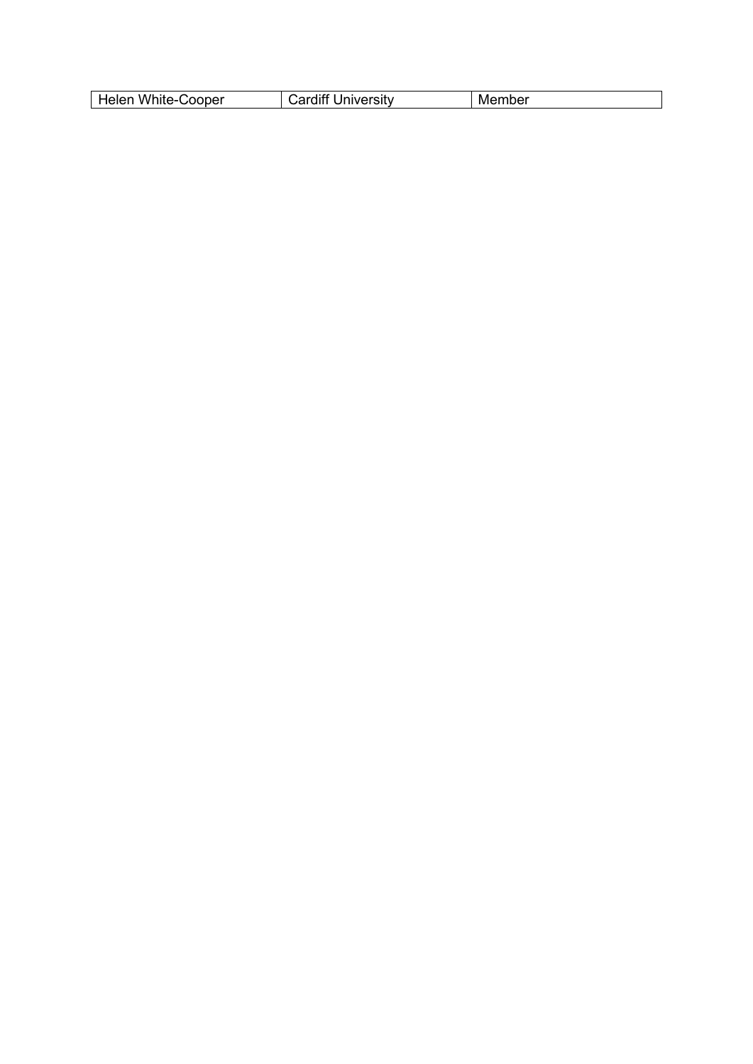| | | |
|---|---|---|
| Helen White-Cooper | Cardiff University | Member |